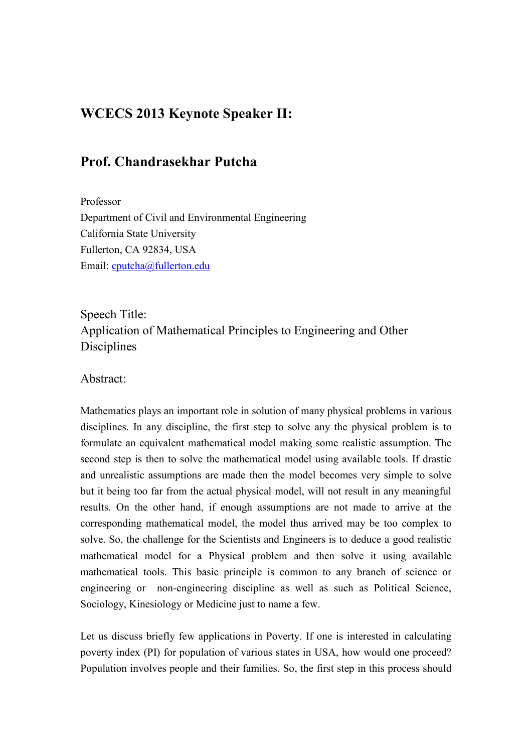## WCECS 2013 Keynote Speaker II:

## Prof. Chandrasekhar Putcha

Professor
Department of Civil and Environmental Engineering
California State University
Fullerton, CA 92834, USA
Email: cputcha@fullerton.edu

Speech Title:
Application of Mathematical Principles to Engineering and Other Disciplines

Abstract:

Mathematics plays an important role in solution of many physical problems in various disciplines. In any discipline, the first step to solve any the physical problem is to formulate an equivalent mathematical model making some realistic assumption. The second step is then to solve the mathematical model using available tools. If drastic and unrealistic assumptions are made then the model becomes very simple to solve but it being too far from the actual physical model, will not result in any meaningful results. On the other hand, if enough assumptions are not made to arrive at the corresponding mathematical model, the model thus arrived may be too complex to solve. So, the challenge for the Scientists and Engineers is to deduce a good realistic mathematical model for a Physical problem and then solve it using available mathematical tools. This basic principle is common to any branch of science or engineering or non-engineering discipline as well as such as Political Science, Sociology, Kinesiology or Medicine just to name a few.

Let us discuss briefly few applications in Poverty. If one is interested in calculating poverty index (PI) for population of various states in USA, how would one proceed? Population involves people and their families. So, the first step in this process should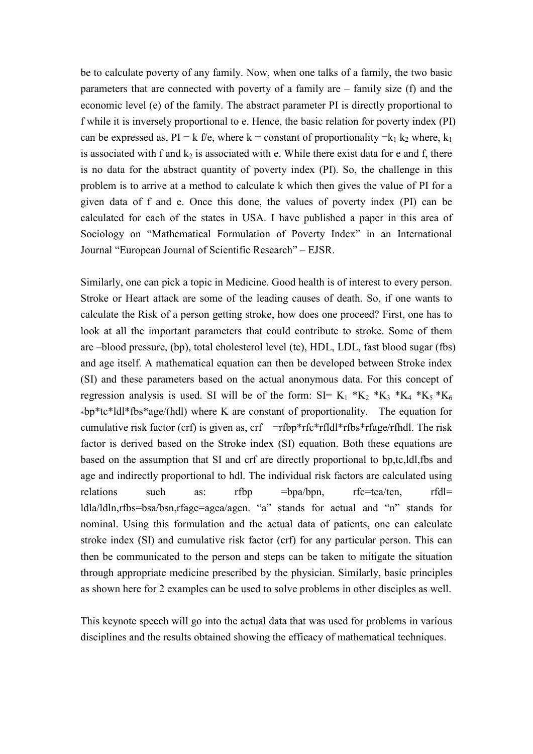be to calculate poverty of any family. Now, when one talks of a family, the two basic parameters that are connected with poverty of a family are – family size (f) and the economic level (e) of the family. The abstract parameter PI is directly proportional to f while it is inversely proportional to e. Hence, the basic relation for poverty index (PI) can be expressed as, $PI = k\ f/e$, where $k$ = constant of proportionality $= k_1\ k_2$ where, $k_1$ is associated with f and $k_2$ is associated with e. While there exist data for e and f, there is no data for the abstract quantity of poverty index (PI). So, the challenge in this problem is to arrive at a method to calculate k which then gives the value of PI for a given data of f and e. Once this done, the values of poverty index (PI) can be calculated for each of the states in USA. I have published a paper in this area of Sociology on "Mathematical Formulation of Poverty Index" in an International Journal "European Journal of Scientific Research" – EJSR.

Similarly, one can pick a topic in Medicine. Good health is of interest to every person. Stroke or Heart attack are some of the leading causes of death. So, if one wants to calculate the Risk of a person getting stroke, how does one proceed? First, one has to look at all the important parameters that could contribute to stroke. Some of them are –blood pressure, (bp), total cholesterol level (tc), HDL, LDL, fast blood sugar (fbs) and age itself. A mathematical equation can then be developed between Stroke index (SI) and these parameters based on the actual anonymous data. For this concept of regression analysis is used. SI will be of the form: $SI = K_1 * K_2 * K_3 * K_4 * K_5 * K_6 * bp * tc * ldl * fbs * age / (hdl)$ where K are constant of proportionality. The equation for cumulative risk factor (crf) is given as, $crf = rfbp * rfc * rfldl * rfbs * rfage / rfhdl$. The risk factor is derived based on the Stroke index (SI) equation. Both these equations are based on the assumption that SI and crf are directly proportional to bp,tc,ldl,fbs and age and indirectly proportional to hdl. The individual risk factors are calculated using relations such as: $rfbp = bpa/bpn$, $rfc = tca/tcn$, $rfdl = ldla/ldln$, $rfbs = bsa/bsn$, $rfage = agea/agen$. "a" stands for actual and "n" stands for nominal. Using this formulation and the actual data of patients, one can calculate stroke index (SI) and cumulative risk factor (crf) for any particular person. This can then be communicated to the person and steps can be taken to mitigate the situation through appropriate medicine prescribed by the physician. Similarly, basic principles as shown here for 2 examples can be used to solve problems in other disciples as well.

This keynote speech will go into the actual data that was used for problems in various disciplines and the results obtained showing the efficacy of mathematical techniques.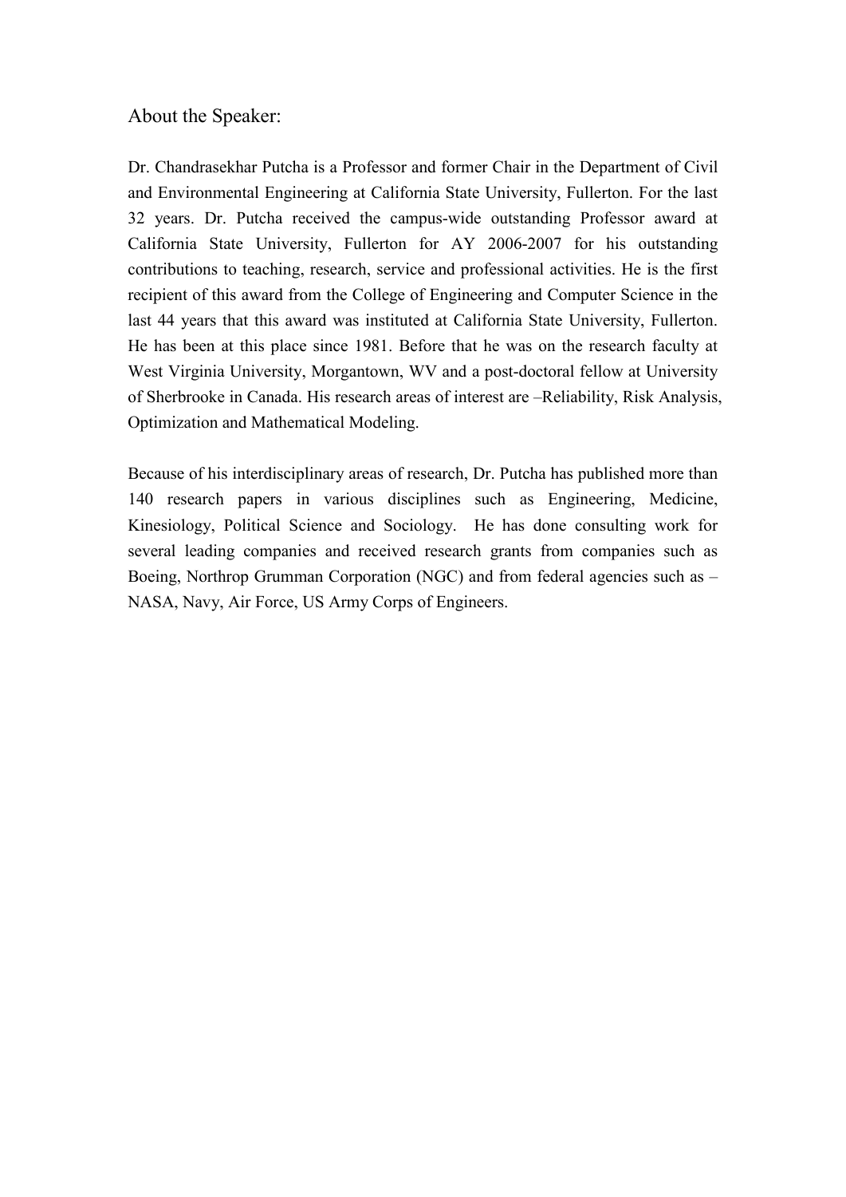## About the Speaker:

Dr. Chandrasekhar Putcha is a Professor and former Chair in the Department of Civil and Environmental Engineering at California State University, Fullerton. For the last 32 years. Dr. Putcha received the campus-wide outstanding Professor award at California State University, Fullerton for AY 2006-2007 for his outstanding contributions to teaching, research, service and professional activities. He is the first recipient of this award from the College of Engineering and Computer Science in the last 44 years that this award was instituted at California State University, Fullerton. He has been at this place since 1981. Before that he was on the research faculty at West Virginia University, Morgantown, WV and a post-doctoral fellow at University of Sherbrooke in Canada. His research areas of interest are –Reliability, Risk Analysis, Optimization and Mathematical Modeling.

Because of his interdisciplinary areas of research, Dr. Putcha has published more than 140 research papers in various disciplines such as Engineering, Medicine, Kinesiology, Political Science and Sociology. He has done consulting work for several leading companies and received research grants from companies such as Boeing, Northrop Grumman Corporation (NGC) and from federal agencies such as – NASA, Navy, Air Force, US Army Corps of Engineers.